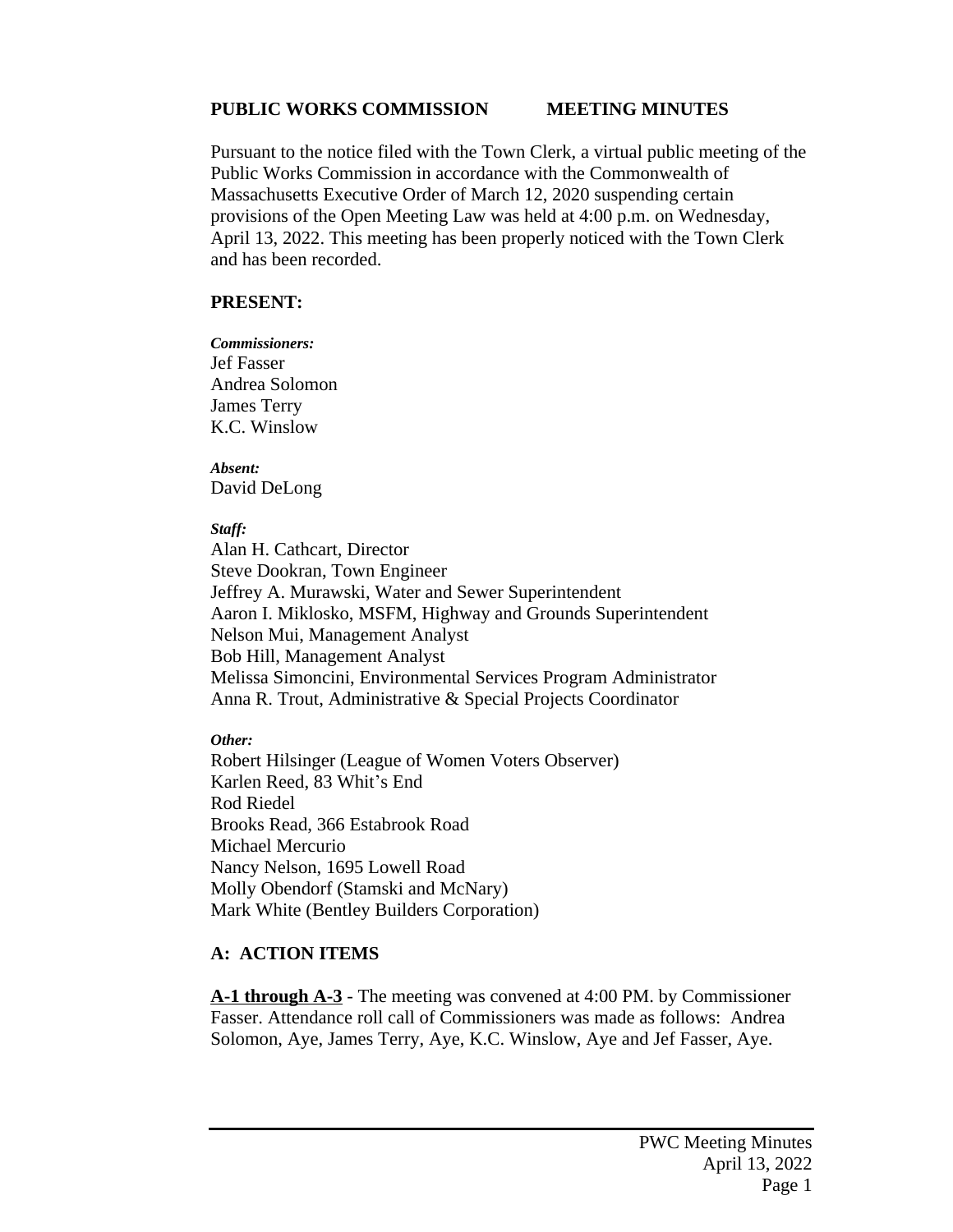**PUBLIC WORKS COMMISSION MEETING MINUTES**

Pursuant to the notice filed with the Town Clerk, a virtual public meeting of the Public Works Commission in accordance with the Commonwealth of Massachusetts Executive Order of March 12, 2020 suspending certain provisions of the Open Meeting Law was held at 4:00 p.m. on Wednesday, April 13, 2022. This meeting has been properly noticed with the Town Clerk and has been recorded.

**PRESENT:**

***Commissioners:***
Jef Fasser
Andrea Solomon
James Terry
K.C. Winslow

***Absent:***
David DeLong

***Staff:***
Alan H. Cathcart, Director
Steve Dookran, Town Engineer
Jeffrey A. Murawski, Water and Sewer Superintendent
Aaron I. Miklosko, MSFM, Highway and Grounds Superintendent
Nelson Mui, Management Analyst
Bob Hill, Management Analyst
Melissa Simoncini, Environmental Services Program Administrator
Anna R. Trout, Administrative & Special Projects Coordinator

***Other:***
Robert Hilsinger (League of Women Voters Observer)
Karlen Reed, 83 Whit's End
Rod Riedel
Brooks Read, 366 Estabrook Road
Michael Mercurio
Nancy Nelson, 1695 Lowell Road
Molly Obendorf (Stamski and McNary)
Mark White (Bentley Builders Corporation)

## A: ACTION ITEMS

**A-1 through A-3** - The meeting was convened at 4:00 PM. by Commissioner Fasser. Attendance roll call of Commissioners was made as follows: Andrea Solomon, Aye, James Terry, Aye, K.C. Winslow, Aye and Jef Fasser, Aye.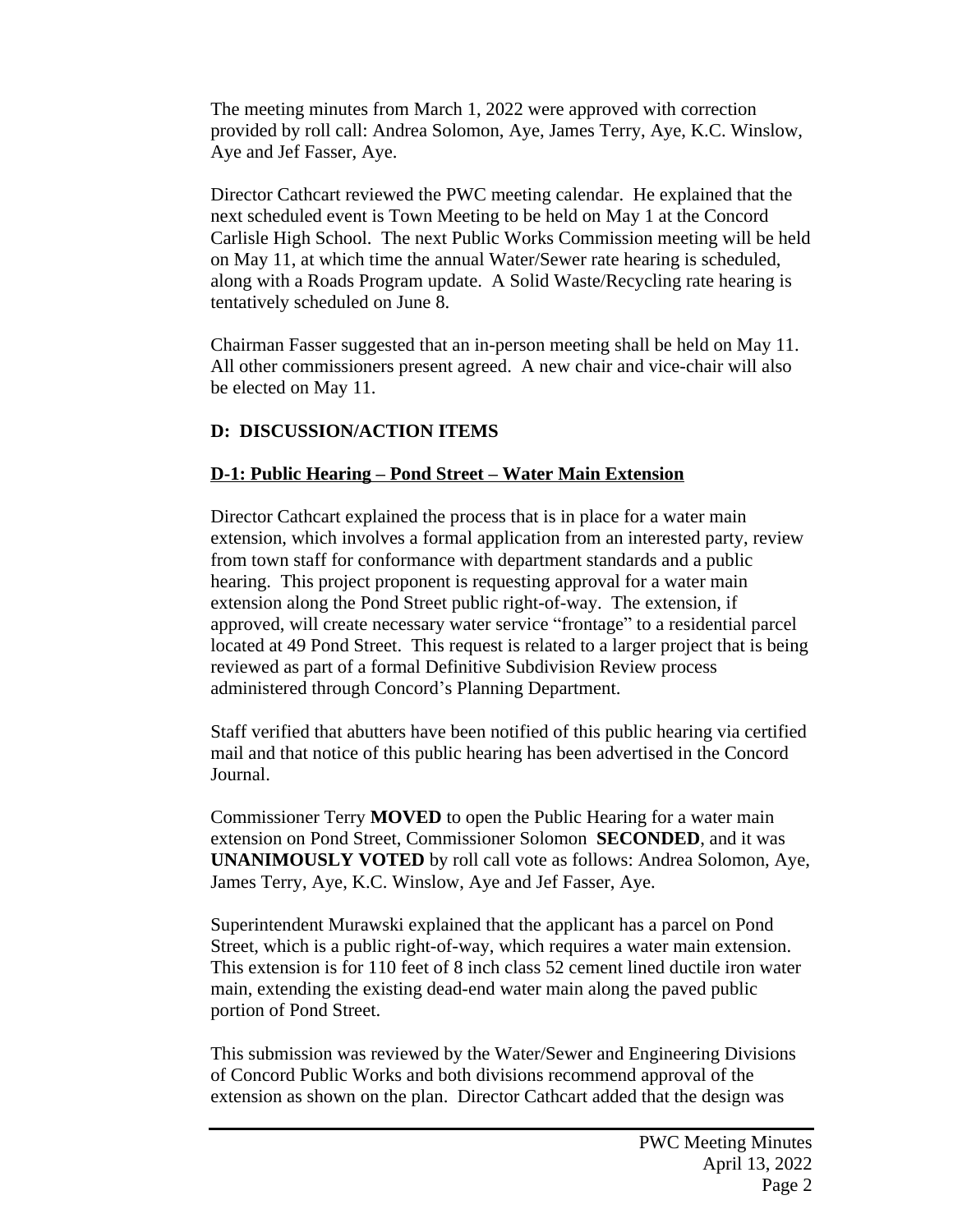The meeting minutes from March 1, 2022 were approved with correction provided by roll call: Andrea Solomon, Aye, James Terry, Aye, K.C. Winslow, Aye and Jef Fasser, Aye.

Director Cathcart reviewed the PWC meeting calendar. He explained that the next scheduled event is Town Meeting to be held on May 1 at the Concord Carlisle High School. The next Public Works Commission meeting will be held on May 11, at which time the annual Water/Sewer rate hearing is scheduled, along with a Roads Program update. A Solid Waste/Recycling rate hearing is tentatively scheduled on June 8.

Chairman Fasser suggested that an in-person meeting shall be held on May 11. All other commissioners present agreed. A new chair and vice-chair will also be elected on May 11.

## D: DISCUSSION/ACTION ITEMS

### D-1: Public Hearing – Pond Street – Water Main Extension

Director Cathcart explained the process that is in place for a water main extension, which involves a formal application from an interested party, review from town staff for conformance with department standards and a public hearing. This project proponent is requesting approval for a water main extension along the Pond Street public right-of-way. The extension, if approved, will create necessary water service "frontage" to a residential parcel located at 49 Pond Street. This request is related to a larger project that is being reviewed as part of a formal Definitive Subdivision Review process administered through Concord's Planning Department.

Staff verified that abutters have been notified of this public hearing via certified mail and that notice of this public hearing has been advertised in the Concord Journal.

Commissioner Terry **MOVED** to open the Public Hearing for a water main extension on Pond Street, Commissioner Solomon **SECONDED**, and it was **UNANIMOUSLY VOTED** by roll call vote as follows: Andrea Solomon, Aye, James Terry, Aye, K.C. Winslow, Aye and Jef Fasser, Aye.

Superintendent Murawski explained that the applicant has a parcel on Pond Street, which is a public right-of-way, which requires a water main extension. This extension is for 110 feet of 8 inch class 52 cement lined ductile iron water main, extending the existing dead-end water main along the paved public portion of Pond Street.

This submission was reviewed by the Water/Sewer and Engineering Divisions of Concord Public Works and both divisions recommend approval of the extension as shown on the plan. Director Cathcart added that the design was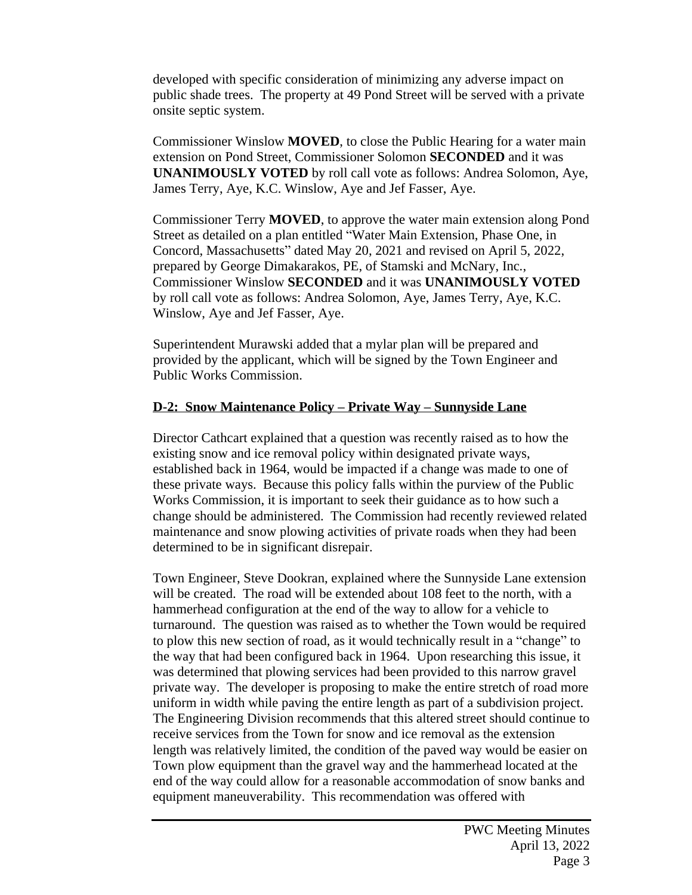developed with specific consideration of minimizing any adverse impact on public shade trees. The property at 49 Pond Street will be served with a private onsite septic system.

Commissioner Winslow **MOVED**, to close the Public Hearing for a water main extension on Pond Street, Commissioner Solomon **SECONDED** and it was **UNANIMOUSLY VOTED** by roll call vote as follows: Andrea Solomon, Aye, James Terry, Aye, K.C. Winslow, Aye and Jef Fasser, Aye.

Commissioner Terry **MOVED**, to approve the water main extension along Pond Street as detailed on a plan entitled "Water Main Extension, Phase One, in Concord, Massachusetts" dated May 20, 2021 and revised on April 5, 2022, prepared by George Dimakarakos, PE, of Stamski and McNary, Inc., Commissioner Winslow **SECONDED** and it was **UNANIMOUSLY VOTED** by roll call vote as follows: Andrea Solomon, Aye, James Terry, Aye, K.C. Winslow, Aye and Jef Fasser, Aye.

Superintendent Murawski added that a mylar plan will be prepared and provided by the applicant, which will be signed by the Town Engineer and Public Works Commission.

**D-2: Snow Maintenance Policy – Private Way – Sunnyside Lane**

Director Cathcart explained that a question was recently raised as to how the existing snow and ice removal policy within designated private ways, established back in 1964, would be impacted if a change was made to one of these private ways. Because this policy falls within the purview of the Public Works Commission, it is important to seek their guidance as to how such a change should be administered. The Commission had recently reviewed related maintenance and snow plowing activities of private roads when they had been determined to be in significant disrepair.

Town Engineer, Steve Dookran, explained where the Sunnyside Lane extension will be created. The road will be extended about 108 feet to the north, with a hammerhead configuration at the end of the way to allow for a vehicle to turnaround. The question was raised as to whether the Town would be required to plow this new section of road, as it would technically result in a "change" to the way that had been configured back in 1964. Upon researching this issue, it was determined that plowing services had been provided to this narrow gravel private way. The developer is proposing to make the entire stretch of road more uniform in width while paving the entire length as part of a subdivision project. The Engineering Division recommends that this altered street should continue to receive services from the Town for snow and ice removal as the extension length was relatively limited, the condition of the paved way would be easier on Town plow equipment than the gravel way and the hammerhead located at the end of the way could allow for a reasonable accommodation of snow banks and equipment maneuverability. This recommendation was offered with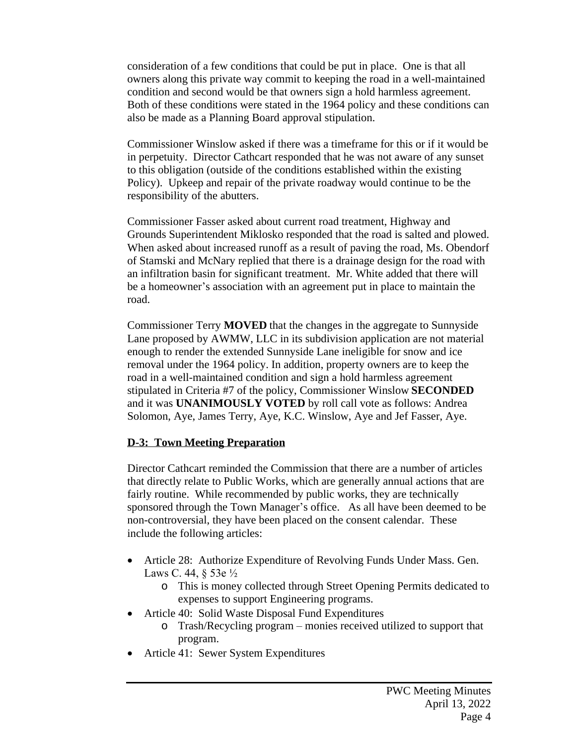consideration of a few conditions that could be put in place. One is that all owners along this private way commit to keeping the road in a well-maintained condition and second would be that owners sign a hold harmless agreement. Both of these conditions were stated in the 1964 policy and these conditions can also be made as a Planning Board approval stipulation.

Commissioner Winslow asked if there was a timeframe for this or if it would be in perpetuity. Director Cathcart responded that he was not aware of any sunset to this obligation (outside of the conditions established within the existing Policy). Upkeep and repair of the private roadway would continue to be the responsibility of the abutters.

Commissioner Fasser asked about current road treatment, Highway and Grounds Superintendent Miklosko responded that the road is salted and plowed. When asked about increased runoff as a result of paving the road, Ms. Obendorf of Stamski and McNary replied that there is a drainage design for the road with an infiltration basin for significant treatment. Mr. White added that there will be a homeowner's association with an agreement put in place to maintain the road.

Commissioner Terry **MOVED** that the changes in the aggregate to Sunnyside Lane proposed by AWMW, LLC in its subdivision application are not material enough to render the extended Sunnyside Lane ineligible for snow and ice removal under the 1964 policy. In addition, property owners are to keep the road in a well-maintained condition and sign a hold harmless agreement stipulated in Criteria #7 of the policy, Commissioner Winslow **SECONDED** and it was **UNANIMOUSLY VOTED** by roll call vote as follows: Andrea Solomon, Aye, James Terry, Aye, K.C. Winslow, Aye and Jef Fasser, Aye.

## D-3: Town Meeting Preparation

Director Cathcart reminded the Commission that there are a number of articles that directly relate to Public Works, which are generally annual actions that are fairly routine. While recommended by public works, they are technically sponsored through the Town Manager's office. As all have been deemed to be non-controversial, they have been placed on the consent calendar. These include the following articles:

- Article 28: Authorize Expenditure of Revolving Funds Under Mass. Gen. Laws C. 44, § 53e ½
  - This is money collected through Street Opening Permits dedicated to expenses to support Engineering programs.
- Article 40: Solid Waste Disposal Fund Expenditures
  - Trash/Recycling program – monies received utilized to support that program.
- Article 41: Sewer System Expenditures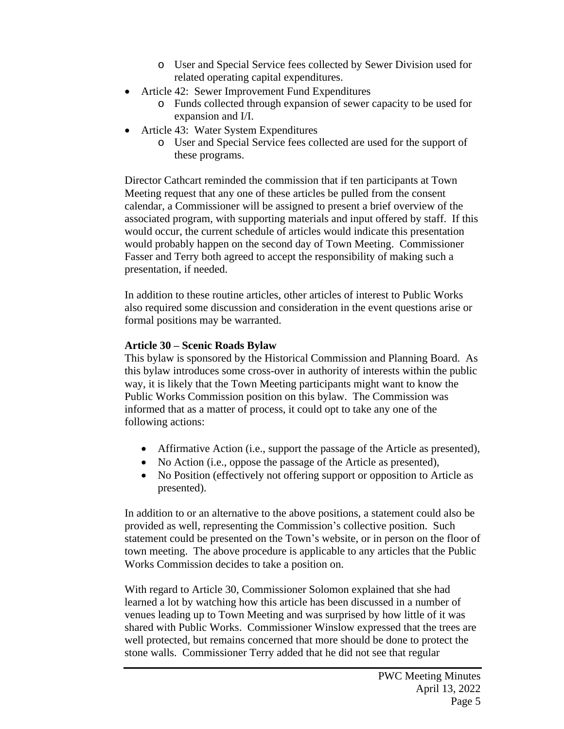- User and Special Service fees collected by Sewer Division used for related operating capital expenditures.
- Article 42: Sewer Improvement Fund Expenditures
    - Funds collected through expansion of sewer capacity to be used for expansion and I/I.
- Article 43: Water System Expenditures
    - User and Special Service fees collected are used for the support of these programs.

Director Cathcart reminded the commission that if ten participants at Town Meeting request that any one of these articles be pulled from the consent calendar, a Commissioner will be assigned to present a brief overview of the associated program, with supporting materials and input offered by staff. If this would occur, the current schedule of articles would indicate this presentation would probably happen on the second day of Town Meeting. Commissioner Fasser and Terry both agreed to accept the responsibility of making such a presentation, if needed.

In addition to these routine articles, other articles of interest to Public Works also required some discussion and consideration in the event questions arise or formal positions may be warranted.

**Article 30 – Scenic Roads Bylaw**

This bylaw is sponsored by the Historical Commission and Planning Board. As this bylaw introduces some cross-over in authority of interests within the public way, it is likely that the Town Meeting participants might want to know the Public Works Commission position on this bylaw. The Commission was informed that as a matter of process, it could opt to take any one of the following actions:

- Affirmative Action (i.e., support the passage of the Article as presented),
- No Action (i.e., oppose the passage of the Article as presented),
- No Position (effectively not offering support or opposition to Article as presented).

In addition to or an alternative to the above positions, a statement could also be provided as well, representing the Commission's collective position. Such statement could be presented on the Town's website, or in person on the floor of town meeting. The above procedure is applicable to any articles that the Public Works Commission decides to take a position on.

With regard to Article 30, Commissioner Solomon explained that she had learned a lot by watching how this article has been discussed in a number of venues leading up to Town Meeting and was surprised by how little of it was shared with Public Works. Commissioner Winslow expressed that the trees are well protected, but remains concerned that more should be done to protect the stone walls. Commissioner Terry added that he did not see that regular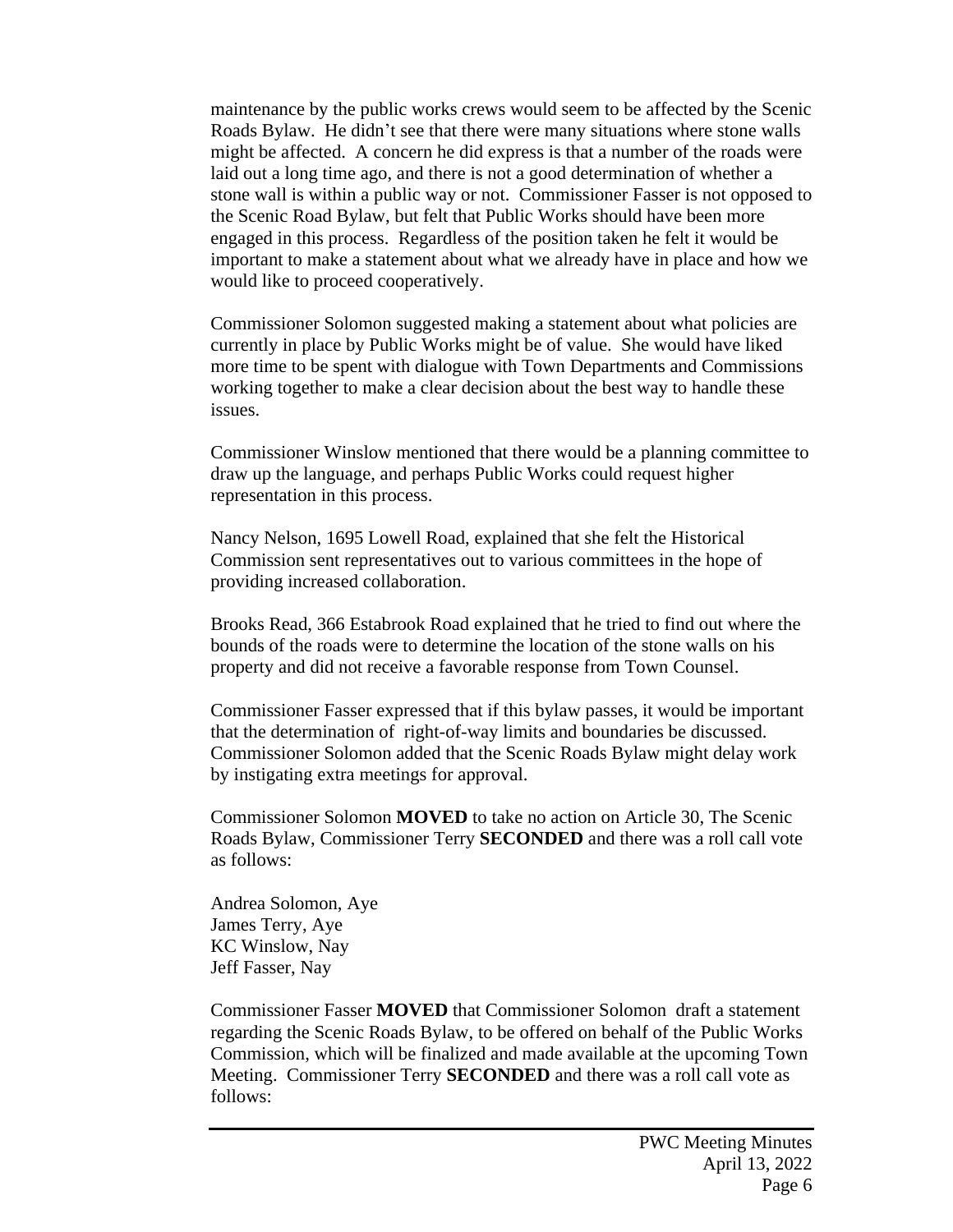maintenance by the public works crews would seem to be affected by the Scenic Roads Bylaw. He didn't see that there were many situations where stone walls might be affected. A concern he did express is that a number of the roads were laid out a long time ago, and there is not a good determination of whether a stone wall is within a public way or not. Commissioner Fasser is not opposed to the Scenic Road Bylaw, but felt that Public Works should have been more engaged in this process. Regardless of the position taken he felt it would be important to make a statement about what we already have in place and how we would like to proceed cooperatively.

Commissioner Solomon suggested making a statement about what policies are currently in place by Public Works might be of value. She would have liked more time to be spent with dialogue with Town Departments and Commissions working together to make a clear decision about the best way to handle these issues.

Commissioner Winslow mentioned that there would be a planning committee to draw up the language, and perhaps Public Works could request higher representation in this process.

Nancy Nelson, 1695 Lowell Road, explained that she felt the Historical Commission sent representatives out to various committees in the hope of providing increased collaboration.

Brooks Read, 366 Estabrook Road explained that he tried to find out where the bounds of the roads were to determine the location of the stone walls on his property and did not receive a favorable response from Town Counsel.

Commissioner Fasser expressed that if this bylaw passes, it would be important that the determination of right-of-way limits and boundaries be discussed. Commissioner Solomon added that the Scenic Roads Bylaw might delay work by instigating extra meetings for approval.

Commissioner Solomon **MOVED** to take no action on Article 30, The Scenic Roads Bylaw, Commissioner Terry **SECONDED** and there was a roll call vote as follows:

Andrea Solomon, Aye
James Terry, Aye
KC Winslow, Nay
Jeff Fasser, Nay

Commissioner Fasser **MOVED** that Commissioner Solomon draft a statement regarding the Scenic Roads Bylaw, to be offered on behalf of the Public Works Commission, which will be finalized and made available at the upcoming Town Meeting. Commissioner Terry **SECONDED** and there was a roll call vote as follows: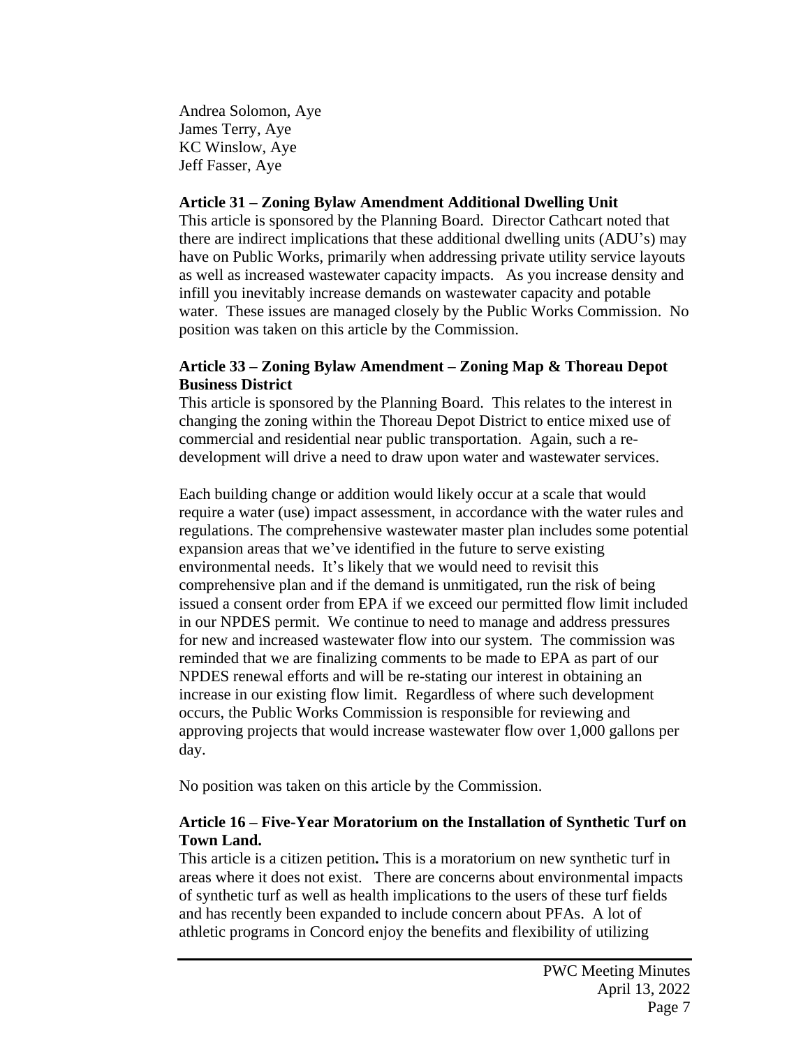Andrea Solomon, Aye
James Terry, Aye
KC Winslow, Aye
Jeff Fasser, Aye

**Article 31 – Zoning Bylaw Amendment Additional Dwelling Unit**

This article is sponsored by the Planning Board. Director Cathcart noted that there are indirect implications that these additional dwelling units (ADU's) may have on Public Works, primarily when addressing private utility service layouts as well as increased wastewater capacity impacts. As you increase density and infill you inevitably increase demands on wastewater capacity and potable water. These issues are managed closely by the Public Works Commission. No position was taken on this article by the Commission.

**Article 33 – Zoning Bylaw Amendment – Zoning Map & Thoreau Depot Business District**

This article is sponsored by the Planning Board. This relates to the interest in changing the zoning within the Thoreau Depot District to entice mixed use of commercial and residential near public transportation. Again, such a re-development will drive a need to draw upon water and wastewater services.

Each building change or addition would likely occur at a scale that would require a water (use) impact assessment, in accordance with the water rules and regulations. The comprehensive wastewater master plan includes some potential expansion areas that we've identified in the future to serve existing environmental needs. It's likely that we would need to revisit this comprehensive plan and if the demand is unmitigated, run the risk of being issued a consent order from EPA if we exceed our permitted flow limit included in our NPDES permit. We continue to need to manage and address pressures for new and increased wastewater flow into our system. The commission was reminded that we are finalizing comments to be made to EPA as part of our NPDES renewal efforts and will be re-stating our interest in obtaining an increase in our existing flow limit. Regardless of where such development occurs, the Public Works Commission is responsible for reviewing and approving projects that would increase wastewater flow over 1,000 gallons per day.

No position was taken on this article by the Commission.

**Article 16 – Five-Year Moratorium on the Installation of Synthetic Turf on Town Land.**

This article is a citizen petition**.** This is a moratorium on new synthetic turf in areas where it does not exist. There are concerns about environmental impacts of synthetic turf as well as health implications to the users of these turf fields and has recently been expanded to include concern about PFAs. A lot of athletic programs in Concord enjoy the benefits and flexibility of utilizing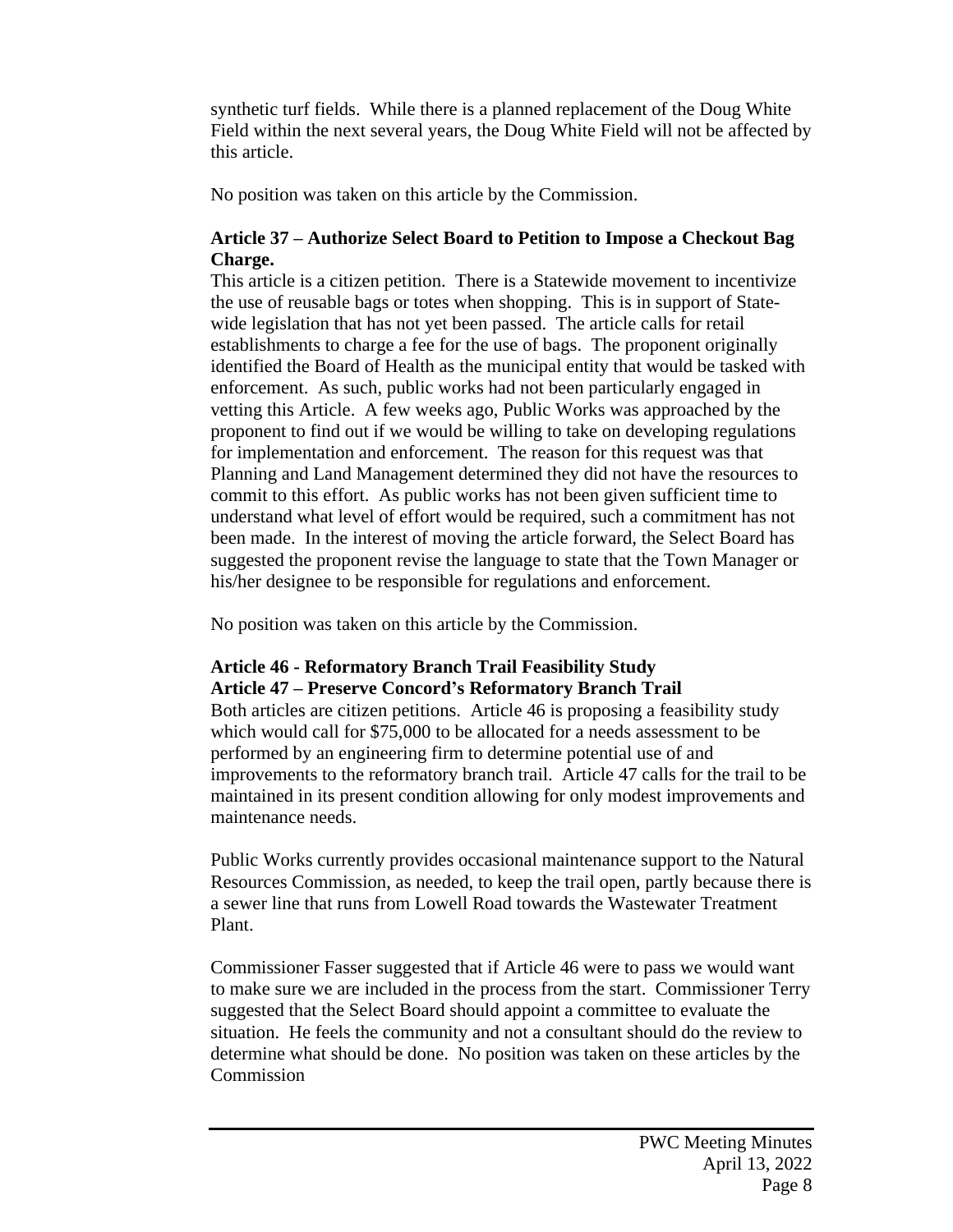synthetic turf fields. While there is a planned replacement of the Doug White Field within the next several years, the Doug White Field will not be affected by this article.

No position was taken on this article by the Commission.

**Article 37 – Authorize Select Board to Petition to Impose a Checkout Bag Charge.**

This article is a citizen petition. There is a Statewide movement to incentivize the use of reusable bags or totes when shopping. This is in support of Statewide legislation that has not yet been passed. The article calls for retail establishments to charge a fee for the use of bags. The proponent originally identified the Board of Health as the municipal entity that would be tasked with enforcement. As such, public works had not been particularly engaged in vetting this Article. A few weeks ago, Public Works was approached by the proponent to find out if we would be willing to take on developing regulations for implementation and enforcement. The reason for this request was that Planning and Land Management determined they did not have the resources to commit to this effort. As public works has not been given sufficient time to understand what level of effort would be required, such a commitment has not been made. In the interest of moving the article forward, the Select Board has suggested the proponent revise the language to state that the Town Manager or his/her designee to be responsible for regulations and enforcement.

No position was taken on this article by the Commission.

**Article 46 - Reformatory Branch Trail Feasibility Study**
**Article 47 – Preserve Concord's Reformatory Branch Trail**

Both articles are citizen petitions. Article 46 is proposing a feasibility study which would call for $75,000 to be allocated for a needs assessment to be performed by an engineering firm to determine potential use of and improvements to the reformatory branch trail. Article 47 calls for the trail to be maintained in its present condition allowing for only modest improvements and maintenance needs.

Public Works currently provides occasional maintenance support to the Natural Resources Commission, as needed, to keep the trail open, partly because there is a sewer line that runs from Lowell Road towards the Wastewater Treatment Plant.

Commissioner Fasser suggested that if Article 46 were to pass we would want to make sure we are included in the process from the start. Commissioner Terry suggested that the Select Board should appoint a committee to evaluate the situation. He feels the community and not a consultant should do the review to determine what should be done. No position was taken on these articles by the Commission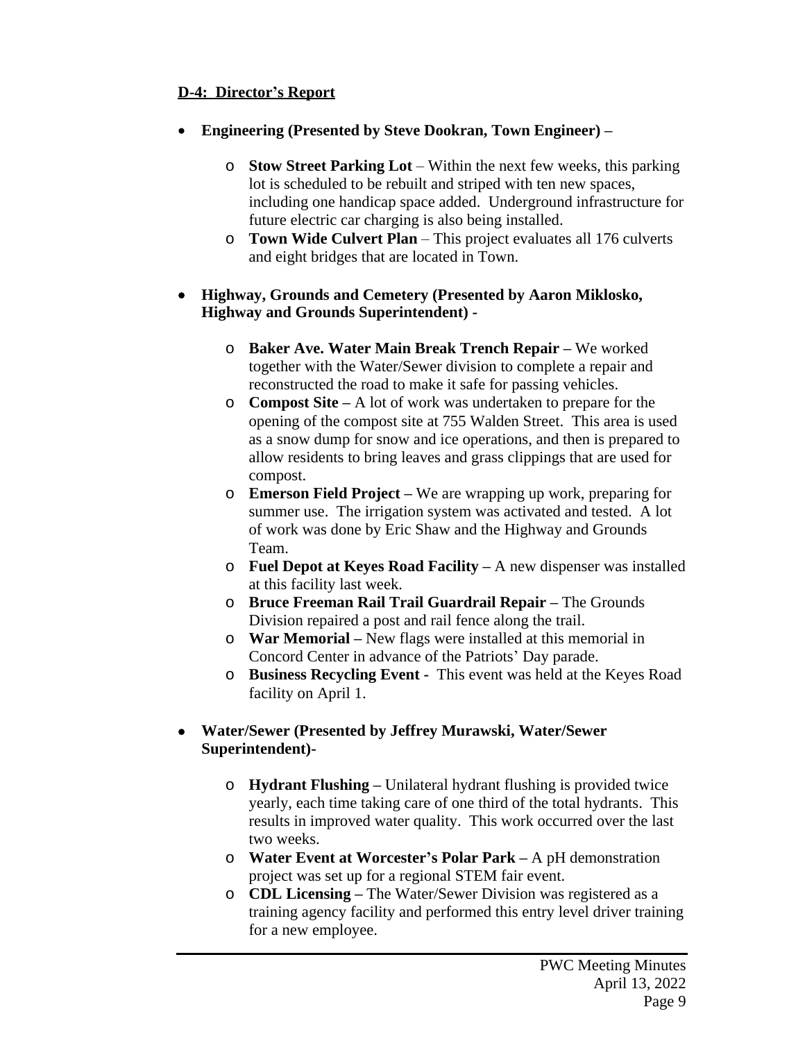**D-4: Director's Report**

- **Engineering (Presented by Steve Dookran, Town Engineer) –**
  - **Stow Street Parking Lot** – Within the next few weeks, this parking lot is scheduled to be rebuilt and striped with ten new spaces, including one handicap space added. Underground infrastructure for future electric car charging is also being installed.
  - **Town Wide Culvert Plan** – This project evaluates all 176 culverts and eight bridges that are located in Town.

- **Highway, Grounds and Cemetery (Presented by Aaron Miklosko, Highway and Grounds Superintendent) -**
  - **Baker Ave. Water Main Break Trench Repair –** We worked together with the Water/Sewer division to complete a repair and reconstructed the road to make it safe for passing vehicles.
  - **Compost Site –** A lot of work was undertaken to prepare for the opening of the compost site at 755 Walden Street. This area is used as a snow dump for snow and ice operations, and then is prepared to allow residents to bring leaves and grass clippings that are used for compost.
  - **Emerson Field Project –** We are wrapping up work, preparing for summer use. The irrigation system was activated and tested. A lot of work was done by Eric Shaw and the Highway and Grounds Team.
  - **Fuel Depot at Keyes Road Facility –** A new dispenser was installed at this facility last week.
  - **Bruce Freeman Rail Trail Guardrail Repair –** The Grounds Division repaired a post and rail fence along the trail.
  - **War Memorial –** New flags were installed at this memorial in Concord Center in advance of the Patriots' Day parade.
  - **Business Recycling Event -** This event was held at the Keyes Road facility on April 1.

- **Water/Sewer (Presented by Jeffrey Murawski, Water/Sewer Superintendent)-**
  - **Hydrant Flushing –** Unilateral hydrant flushing is provided twice yearly, each time taking care of one third of the total hydrants. This results in improved water quality. This work occurred over the last two weeks.
  - **Water Event at Worcester's Polar Park –** A pH demonstration project was set up for a regional STEM fair event.
  - **CDL Licensing –** The Water/Sewer Division was registered as a training agency facility and performed this entry level driver training for a new employee.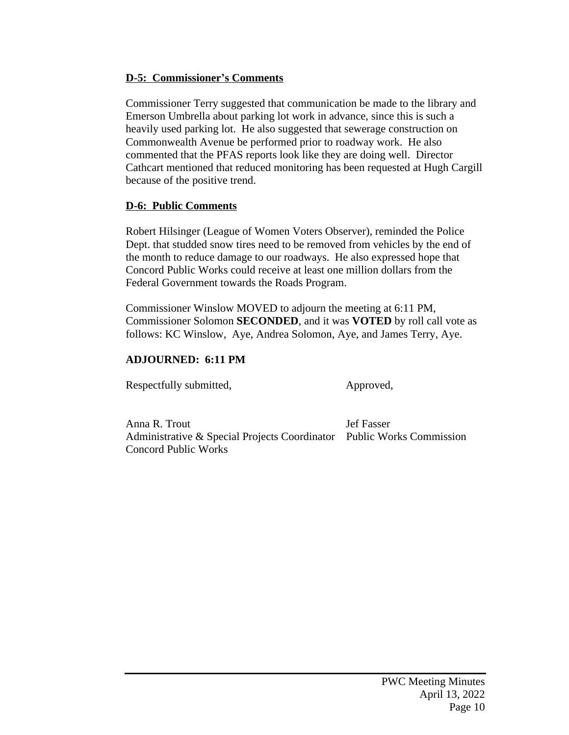**D-5: Commissioner's Comments**

Commissioner Terry suggested that communication be made to the library and Emerson Umbrella about parking lot work in advance, since this is such a heavily used parking lot. He also suggested that sewerage construction on Commonwealth Avenue be performed prior to roadway work. He also commented that the PFAS reports look like they are doing well. Director Cathcart mentioned that reduced monitoring has been requested at Hugh Cargill because of the positive trend.

**D-6: Public Comments**

Robert Hilsinger (League of Women Voters Observer), reminded the Police Dept. that studded snow tires need to be removed from vehicles by the end of the month to reduce damage to our roadways. He also expressed hope that Concord Public Works could receive at least one million dollars from the Federal Government towards the Roads Program.

Commissioner Winslow MOVED to adjourn the meeting at 6:11 PM, Commissioner Solomon **SECONDED**, and it was **VOTED** by roll call vote as follows: KC Winslow, Aye, Andrea Solomon, Aye, and James Terry, Aye.

**ADJOURNED: 6:11 PM**

Respectfully submitted,

Anna R. Trout
Administrative & Special Projects Coordinator
Concord Public Works

Approved,

Jef Fasser
Public Works Commission